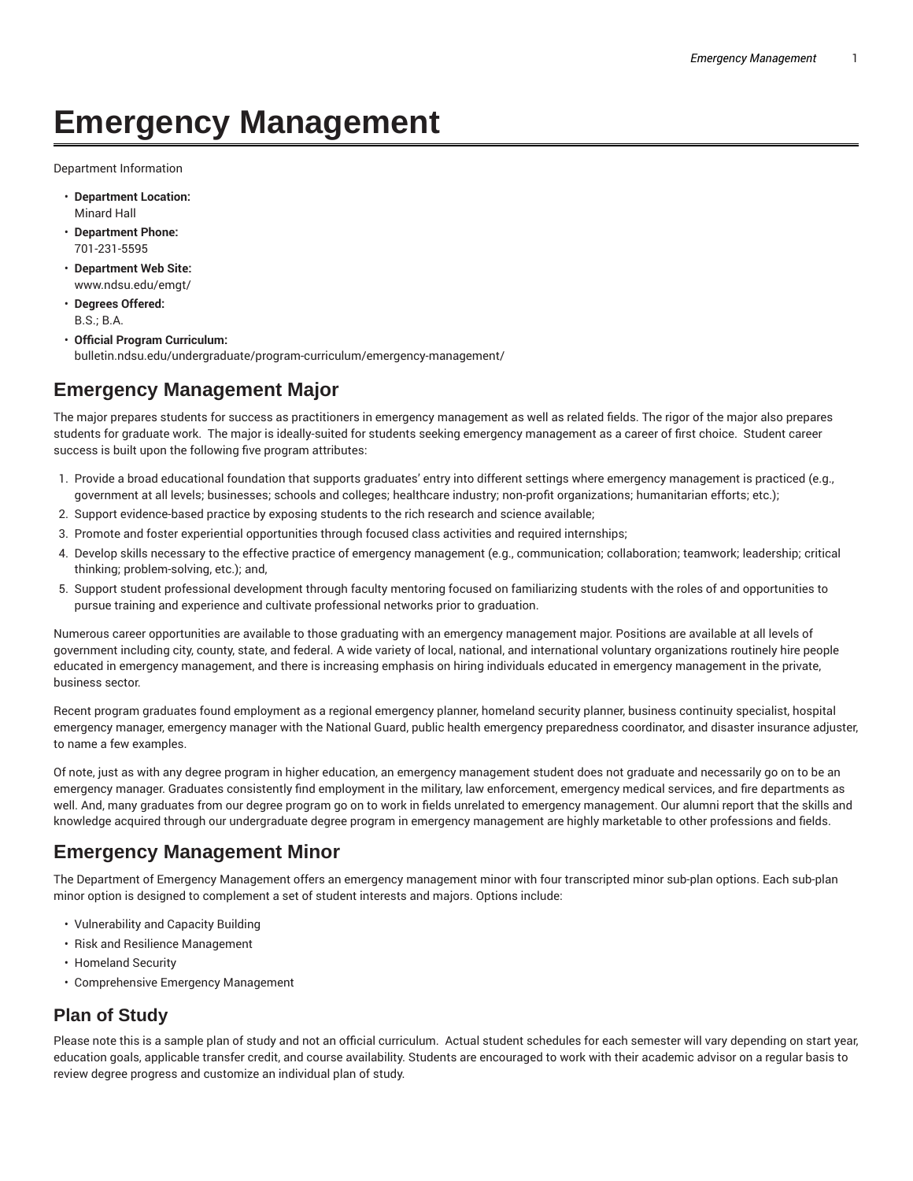# Emergency Management

Department Information

- **Department Location:**
  Minard Hall
- **Department Phone:**
  701-231-5595
- **Department Web Site:**
  www.ndsu.edu/emgt/
- **Degrees Offered:**
  B.S.; B.A.
- **Official Program Curriculum:**
  bulletin.ndsu.edu/undergraduate/program-curriculum/emergency-management/

## Emergency Management Major

The major prepares students for success as practitioners in emergency management as well as related fields. The rigor of the major also prepares students for graduate work. The major is ideally-suited for students seeking emergency management as a career of first choice. Student career success is built upon the following five program attributes:

1. Provide a broad educational foundation that supports graduates' entry into different settings where emergency management is practiced (e.g., government at all levels; businesses; schools and colleges; healthcare industry; non-profit organizations; humanitarian efforts; etc.);
2. Support evidence-based practice by exposing students to the rich research and science available;
3. Promote and foster experiential opportunities through focused class activities and required internships;
4. Develop skills necessary to the effective practice of emergency management (e.g., communication; collaboration; teamwork; leadership; critical thinking; problem-solving, etc.); and,
5. Support student professional development through faculty mentoring focused on familiarizing students with the roles of and opportunities to pursue training and experience and cultivate professional networks prior to graduation.

Numerous career opportunities are available to those graduating with an emergency management major. Positions are available at all levels of government including city, county, state, and federal. A wide variety of local, national, and international voluntary organizations routinely hire people educated in emergency management, and there is increasing emphasis on hiring individuals educated in emergency management in the private, business sector.

Recent program graduates found employment as a regional emergency planner, homeland security planner, business continuity specialist, hospital emergency manager, emergency manager with the National Guard, public health emergency preparedness coordinator, and disaster insurance adjuster, to name a few examples.

Of note, just as with any degree program in higher education, an emergency management student does not graduate and necessarily go on to be an emergency manager. Graduates consistently find employment in the military, law enforcement, emergency medical services, and fire departments as well. And, many graduates from our degree program go on to work in fields unrelated to emergency management. Our alumni report that the skills and knowledge acquired through our undergraduate degree program in emergency management are highly marketable to other professions and fields.

## Emergency Management Minor

The Department of Emergency Management offers an emergency management minor with four transcripted minor sub-plan options. Each sub-plan minor option is designed to complement a set of student interests and majors. Options include:

- Vulnerability and Capacity Building
- Risk and Resilience Management
- Homeland Security
- Comprehensive Emergency Management

## Plan of Study

Please note this is a sample plan of study and not an official curriculum. Actual student schedules for each semester will vary depending on start year, education goals, applicable transfer credit, and course availability. Students are encouraged to work with their academic advisor on a regular basis to review degree progress and customize an individual plan of study.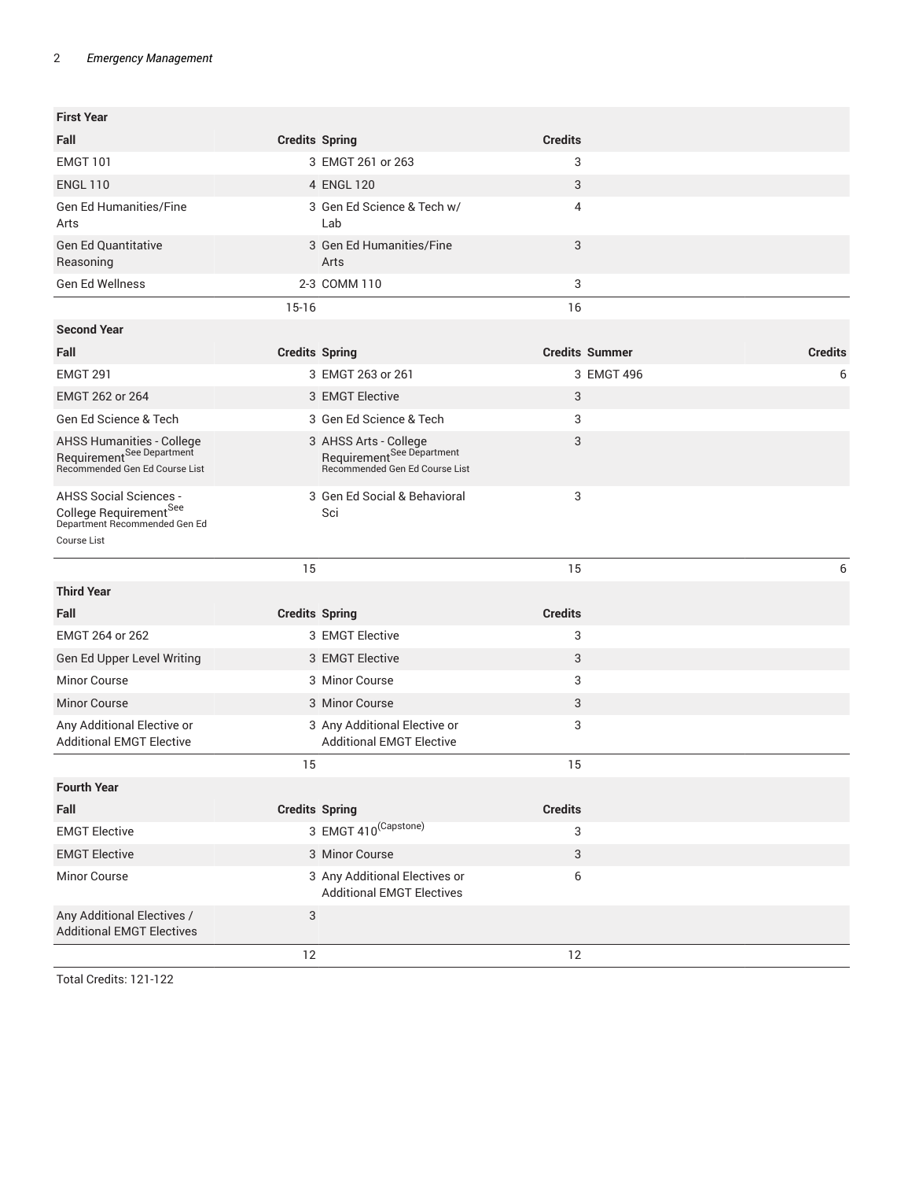| First Year | | | |
|---|---|---|---|
| Fall | Credits | Spring | Credits |
| EMGT 101 | 3 | EMGT 261 or 263 | 3 |
| ENGL 110 | 4 | ENGL 120 | 3 |
| Gen Ed Humanities/Fine Arts | 3 | Gen Ed Science & Tech w/ Lab | 4 |
| Gen Ed Quantitative Reasoning | 3 | Gen Ed Humanities/Fine Arts | 3 |
| Gen Ed Wellness | 2-3 | COMM 110 | 3 |
| | 15-16 | | 16 |

| Second Year | | | | | |
|---|---|---|---|---|---|
| Fall | Credits | Spring | Credits | Summer | Credits |
| EMGT 291 | 3 | EMGT 263 or 261 | 3 | EMGT 496 | 6 |
| EMGT 262 or 264 | 3 | EMGT Elective | 3 | | |
| Gen Ed Science & Tech | 3 | Gen Ed Science & Tech | 3 | | |
| AHSS Humanities - College Requirement[See Department Recommended Gen Ed Course List] | 3 | AHSS Arts - College Requirement[See Department Recommended Gen Ed Course List] | 3 | | |
| AHSS Social Sciences - College Requirement[See Department Recommended Gen Ed Course List] | 3 | Gen Ed Social & Behavioral Sci | 3 | | |
| | 15 | | 15 | | 6 |

| Third Year | | | |
|---|---|---|---|
| Fall | Credits | Spring | Credits |
| EMGT 264 or 262 | 3 | EMGT Elective | 3 |
| Gen Ed Upper Level Writing | 3 | EMGT Elective | 3 |
| Minor Course | 3 | Minor Course | 3 |
| Minor Course | 3 | Minor Course | 3 |
| Any Additional Elective or Additional EMGT Elective | 3 | Any Additional Elective or Additional EMGT Elective | 3 |
| | 15 | | 15 |

| Fourth Year | | | |
|---|---|---|---|
| Fall | Credits | Spring | Credits |
| EMGT Elective | 3 | EMGT 410[(Capstone)] | 3 |
| EMGT Elective | 3 | Minor Course | 3 |
| Minor Course | 3 | Any Additional Electives or Additional EMGT Electives | 6 |
| Any Additional Electives / Additional EMGT Electives | 3 | | |
| | 12 | | 12 |

Total Credits: 121-122